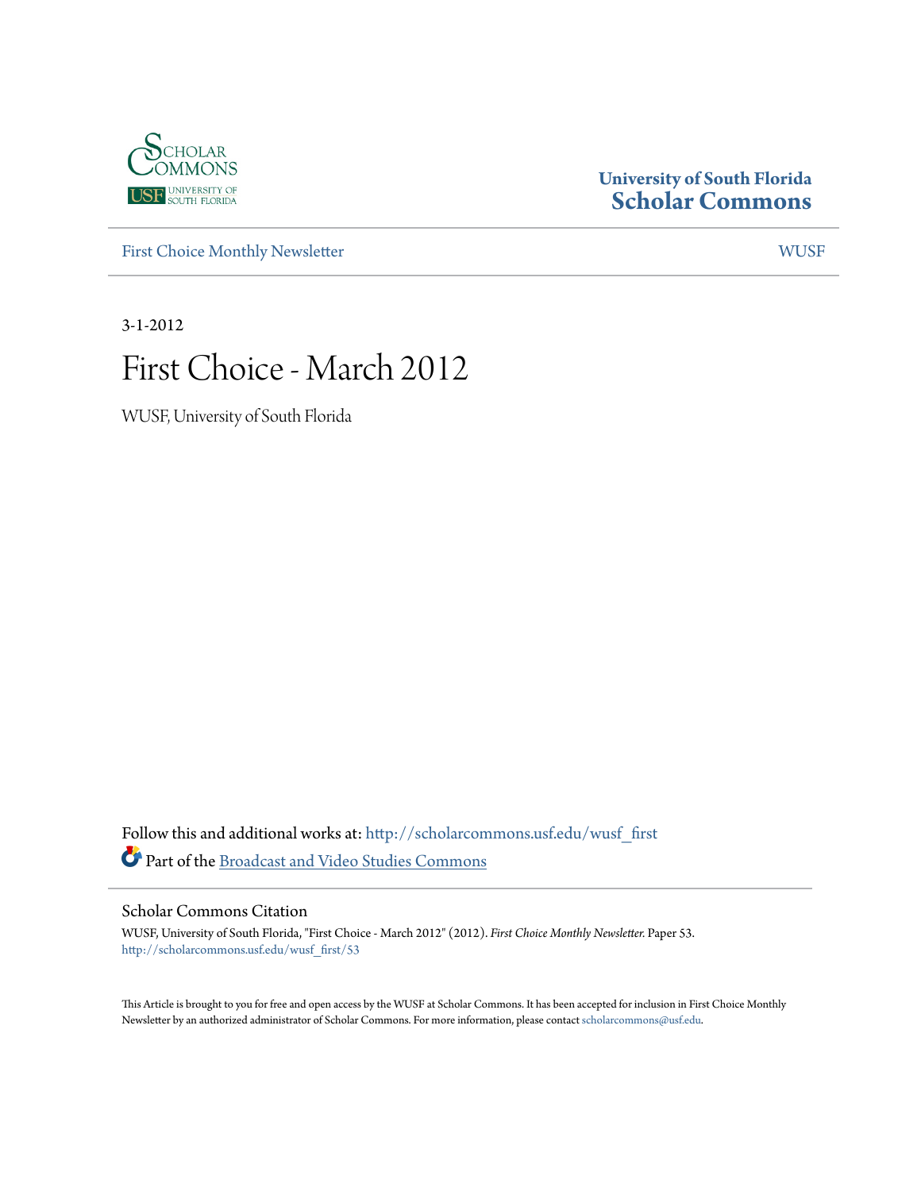University of South Florida
**Scholar Commons**

First Choice Monthly Newsletter | WUSF

3-1-2012

# First Choice - March 2012

WUSF, University of South Florida

Follow this and additional works at: http://scholarcommons.usf.edu/wusf_first

Part of the Broadcast and Video Studies Commons

## Scholar Commons Citation

WUSF, University of South Florida, "First Choice - March 2012" (2012). *First Choice Monthly Newsletter.* Paper 53.
http://scholarcommons.usf.edu/wusf_first/53

This Article is brought to you for free and open access by the WUSF at Scholar Commons. It has been accepted for inclusion in First Choice Monthly Newsletter by an authorized administrator of Scholar Commons. For more information, please contact scholarcommons@usf.edu.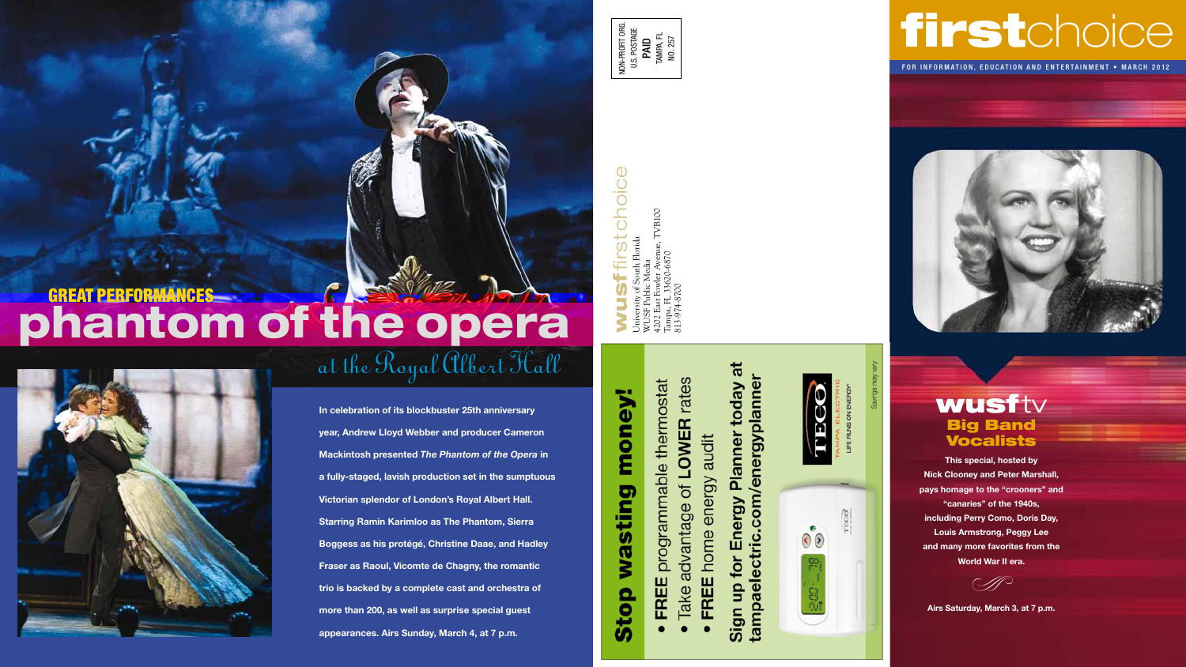## GREAT PERFORMANCES

# phantom of the opera

### at the Royal Albert Hall

**In celebration of its blockbuster 25th anniversary year, Andrew Lloyd Webber and producer Cameron Mackintosh presented *The Phantom of the Opera* in a fully-staged, lavish production set in the sumptuous Victorian splendor of London's Royal Albert Hall. Starring Ramin Karimloo as The Phantom, Sierra Boggess as his protégé, Christine Daae, and Hadley Fraser as Raoul, Vicomte de Chagny, the romantic trio is backed by a complete cast and orchestra of more than 200, as well as surprise special guest appearances. Airs Sunday, March 4, at 7 p.m.**

NON-PROFIT ORG.
U.S. POSTAGE
**PAID**
TAMPA, FL
NO. 257

**wusf** firstchoice
University of South Florida
WUSF Public Media
4202 East Fowler Avenue, TVB100
Tampa, FL 33620-6870
813-974-8700

## Stop wasting money!

- **FREE** programmable thermostat
- Take advantage of **LOWER** rates
- **FREE** home energy audit

**Sign up for Energy Planner today at tampaelectric.com/energyplanner**

TECO TAMPA ELECTRIC
LIFE RUNS ON ENERGY®

Savings may vary

# firstchoice

FOR INFORMATION, EDUCATION AND ENTERTAINMENT • MARCH 2012

## wusf tv

### Big Band Vocalists

**This special, hosted by Nick Clooney and Peter Marshall, pays homage to the "crooners" and "canaries" of the 1940s, including Perry Como, Doris Day, Louis Armstrong, Peggy Lee and many more favorites from the World War II era.**

**Airs Saturday, March 3, at 7 p.m.**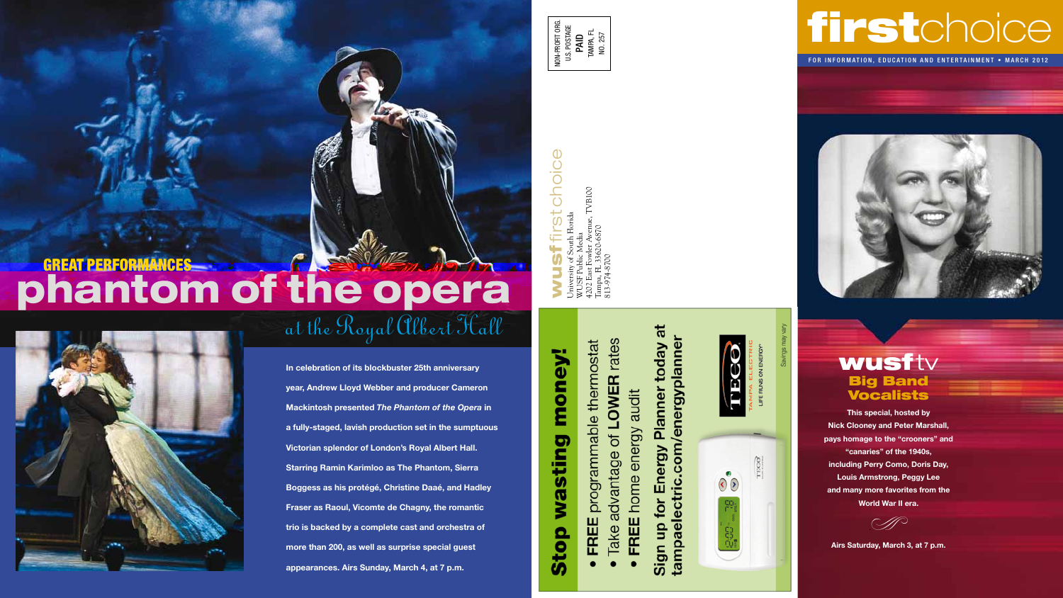## GREAT PERFORMANCES

# phantom of the opera

## at the Royal Albert Hall

In celebration of its blockbuster 25th anniversary year, Andrew Lloyd Webber and producer Cameron Mackintosh presented *The Phantom of the Opera* in a fully-staged, lavish production set in the sumptuous Victorian splendor of London's Royal Albert Hall. Starring Ramin Karimloo as The Phantom, Sierra Boggess as his protégé, Christine Daaé, and Hadley Fraser as Raoul, Vicomte de Chagny, the romantic trio is backed by a complete cast and orchestra of more than 200, as well as surprise special guest appearances. Airs Sunday, March 4, at 7 p.m.

NON-PROFIT ORG.
U.S. POSTAGE
**PAID**
TAMPA, FL
NO. 257

**wusf** firstchoice
University of South Florida
WUSF Public Media
4202 East Fowler Avenue, TVB100
Tampa, FL 33620-6870
813-974-8700

## Stop wasting money!

- **FREE** programmable thermostat
- Take advantage of **LOWER** rates
- **FREE** home energy audit

**Sign up for Energy Planner today at tampaelectric.com/energyplanner**

TECO TAMPA ELECTRIC
LIFE RUNS ON ENERGY®

Savings may vary

# firstchoice

FOR INFORMATION, EDUCATION AND ENTERTAINMENT • MARCH 2012

## wusftv

### Big Band Vocalists

This special, hosted by Nick Clooney and Peter Marshall, pays homage to the "crooners" and "canaries" of the 1940s, including Perry Como, Doris Day, Louis Armstrong, Peggy Lee and many more favorites from the World War II era.

Airs Saturday, March 3, at 7 p.m.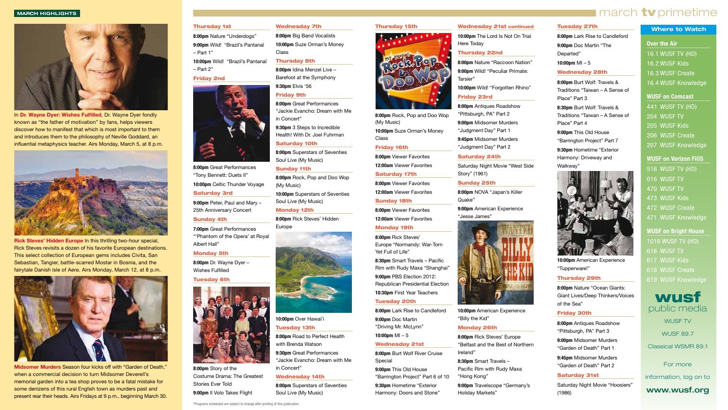## MARCH HIGHLIGHTS

In **Dr. Wayne Dyer: Wishes Fulfilled**, Dr. Wayne Dyer fondly known as "the father of motivation" by fans, helps viewers discover how to manifest that which is most important to them and introduces them to the philosophy of Neville Goddard, an influential metaphysics teacher. Airs Monday, March 5, at 8 p.m.

**Rick Steves' Hidden Europe** In this thrilling two-hour special, Rick Steves revisits a dozen of his favorite European destinations. This select collection of European gems includes Civita, San Sebastian, Tangier, battle-scarred Mostar in Bosnia, and the fairytale Danish isle of Aerø. Airs Monday, March 12, at 8 p.m.

**Midsomer Murders** Season four kicks off with "Garden of Death," when a commercial decision to turn Midsomer Deverell's memorial garden into a tea shop proves to be a fatal mistake for some denizens of this rural English town as murders past and present rear their heads. Airs Fridays at 9 p.m., beginning March 30.

# march tv primetime

### Thursday 1st
**8:00pm** Nature "Underdogs"
**9:00pm** Wild! "Brazil's Pantanal – Part 1"
**10:00pm** Wild! "Brazil's Pantanal – Part 2"

### Friday 2nd
**8:00pm** Great Performances "Tony Bennett: Duets II"
**10:00pm** Celtic Thunder Voyage

### Saturday 3rd
**9:00pm** Peter, Paul and Mary – 25th Anniversary Concert

### Sunday 4th
**7:00pm** Great Performances "'Phantom of the Opera' at Royal Albert Hall"

### Monday 5th
**8:00pm** Dr. Wayne Dyer – Wishes Fulfilled

### Tuesday 6th
**8:00pm** Story of the Costume Drama: The Greatest Stories Ever Told
**9:00pm** Il Volo Takes Flight

### Wednesday 7th
**8:00pm** Big Band Vocalists
**10:00pm** Suze Orman's Money Class

### Thursday 8th
**8:00pm** Idina Menzel Live – Barefoot at the Symphony
**9:30pm** Elvis '56

### Friday 9th
**8:00pm** Great Performances "Jackie Evancho: Dream with Me in Concert"
**9:30pm** 3 Steps to Incredible Health! With Dr. Joel Fuhrman

### Saturday 10th
**8:00pm** Superstars of Seventies Soul Live (My Music)

### Sunday 11th
**8:00pm** Rock, Pop and Doo Wop (My Music)
**10:00pm** Superstars of Seventies Soul Live (My Music)

### Monday 12th
**8:00pm** Rick Steves' Hidden Europe
**10:00pm** Over Hawai'i

### Tuesday 13th
**8:00pm** Road to Perfect Health with Brenda Watson
**9:30pm** Great Performances "Jackie Evancho: Dream with Me in Concert"

### Wednesday 14th
**8:00pm** Superstars of Seventies Soul Live (My Music)

### Thursday 15th
**8:00pm** Rock, Pop and Doo Wop (My Music)
**10:00pm** Suze Orman's Money Class

### Friday 16th
**8:00pm** Viewer Favorites
**12:00am** Viewer Favorites

### Saturday 17th
**8:00pm** Viewer Favorites
**12:00am** Viewer Favorites

### Sunday 18th
**8:00pm** Viewer Favorites
**12:00am** Viewer Favorites

### Monday 19th
**8:00pm** Rick Steves' Europe "Normandy: War-Torn Yet Full of Life"
**8:30pm** Smart Travels – Pacific Rim with Rudy Maxa "Shanghai"
**9:00pm** PBS Election 2012: Republican Presidential Election
**10:30pm** First Year Teachers

### Tuesday 20th
**8:00pm** Lark Rise to Candleford
**9:00pm** Doc Martin "Driving Mr. McLynn"
**10:00pm** MI – 5

### Wednesday 21st
**8:00pm** Burt Wolf River Cruise Special
**9:00pm** This Old House "Barrington Project" Part 6 of 10
**9:30pm** Hometime "Exterior Harmony: Doors and Stone"

### Wednesday 21st continued
**10:00pm** The Lord Is Not On Trial Here Today

### Thursday 22nd
**8:00pm** Nature "Raccoon Nation"
**9:00pm** Wild! "Peculiar Primate: Tarsier"
**10:00pm** Wild! "Forgotten Rhino"

### Friday 23rd
**8:00pm** Antiques Roadshow "Pittsburgh, PA" Part 2
**9:00pm** Midsomer Murders "Judgment Day" Part 1
**9:45pm** Midsomer Murders "Judgment Day" Part 2

### Saturday 24th
Saturday Night Movie "West Side Story" (1961)

### Sunday 25th
**8:00pm** NOVA "Japan's Killer Quake"
**9:00pm** American Experience "Jesse James"
**10:00pm** American Experience "Billy the Kid"

### Monday 26th
**8:00pm** Rick Steves' Europe "Belfast and the Best of Northern Ireland"
**8:30pm** Smart Travels – Pacific Rim with Rudy Maxa "Hong Kong"
**9:00pm** Travelscope "Germany's Holiday Markets"

### Tuesday 27th
**8:00pm** Lark Rise to Candleford
**9:00pm** Doc Martin "The Departed"
**10:00pm** MI – 5

### Wednesday 28th
**8:00pm** Burt Wolf: Travels & Traditions "Taiwan – A Sense of Place" Part 3
**8:30pm** Burt Wolf: Travels & Traditions "Taiwan – A Sense of Place" Part 4
**9:00pm** This Old House "Barrington Project" Part 7
**9:30pm** Hometime "Exterior Harmony: Driveway and Walkway"
**10:00pm** American Experience "Tupperware!"

### Thursday 29th
**8:00pm** Nature "Ocean Giants: Giant Lives/Deep Thinkers/Voices of the Sea"

### Friday 30th
**8:00pm** Antiques Roadshow "Pittsburgh, PA" Part 3
**9:00pm** Midsomer Murders "Garden of Death" Part 1
**9:45pm** Midsomer Murders "Garden of Death" Part 2

### Saturday 31st
Saturday Night Movie "Hoosiers" (1986)

## Where to Watch

**Over the Air**
16.1 WUSF TV (HD)
16.2 WUSF Kids
16.3 WUSF Create
16.4 WUSF Knowledge

**WUSF on Comcast**
441 WUSF TV (HD)
204 WUSF TV
205 WUSF Kids
206 WUSF Create
207 WUSF Knowledge

**WUSF on Verizon FiOS**
516 WUSF TV (HD)
016 WUSF TV
470 WUSF TV
473 WUSF Kids
472 WUSF Create
471 WUSF Knowledge

**WUSF on Bright House**
1016 WUSF TV (HD)
616 WUSF TV
617 WUSF Kids
618 WUSF Create
619 WUSF Knowledge

**wusf** public media
WUSF TV
WUSF 89.7
Classical WSMR 89.1

For more information, log on to
**www.wusf.org**

*Programs scheduled are subject to change after printing of this publication.